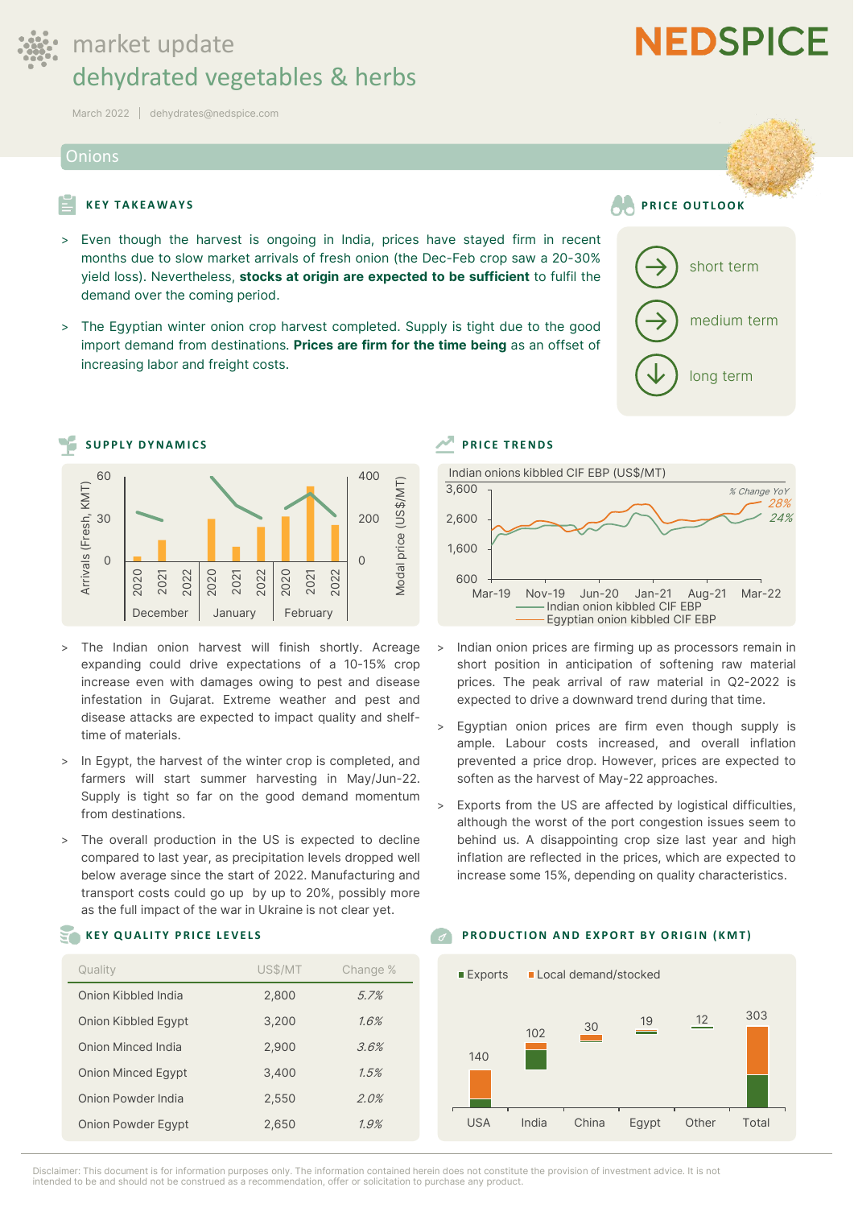# market update
## dehydrated vegetables & herbs

March 2022 | dehydrates@nedspice.com

NEDSPICE

## Onions

### KEY TAKEAWAYS

> Even though the harvest is ongoing in India, prices have stayed firm in recent months due to slow market arrivals of fresh onion (the Dec-Feb crop saw a 20-30% yield loss). Nevertheless, **stocks at origin are expected to be sufficient** to fulfil the demand over the coming period.

> The Egyptian winter onion crop harvest completed. Supply is tight due to the good import demand from destinations. **Prices are firm for the time being** as an offset of increasing labor and freight costs.

### PRICE OUTLOOK

- short term: →
- medium term: →
- long term: ↓

### SUPPLY DYNAMICS

Arrivals (Fresh, KMT) / Modal price (US$/MT) — December, January, February (2020, 2021, 2022)

> The Indian onion harvest will finish shortly. Acreage expanding could drive expectations of a 10-15% crop increase even with damages owing to pest and disease infestation in Gujarat. Extreme weather and pest and disease attacks are expected to impact quality and shelf-time of materials.

> In Egypt, the harvest of the winter crop is completed, and farmers will start summer harvesting in May/Jun-22. Supply is tight so far on the good demand momentum from destinations.

> The overall production in the US is expected to decline compared to last year, as precipitation levels dropped well below average since the start of 2022. Manufacturing and transport costs could go up by up to 20%, possibly more as the full impact of the war in Ukraine is not clear yet.

### PRICE TRENDS

Indian onions kibbled CIF EBP (US$/MT)

% Change YoY: Egyptian onion kibbled CIF EBP 28%; Indian onion kibbled CIF EBP 24%

> Indian onion prices are firming up as processors remain in short position in anticipation of softening raw material prices. The peak arrival of raw material in Q2-2022 is expected to drive a downward trend during that time.

> Egyptian onion prices are firm even though supply is ample. Labour costs increased, and overall inflation prevented a price drop. However, prices are expected to soften as the harvest of May-22 approaches.

> Exports from the US are affected by logistical difficulties, although the worst of the port congestion issues seem to behind us. A disappointing crop size last year and high inflation are reflected in the prices, which are expected to increase some 15%, depending on quality characteristics.

### KEY QUALITY PRICE LEVELS

| Quality | US$/MT | Change % |
|---|---|---|
| Onion Kibbled India | 2,800 | *5.7%* |
| Onion Kibbled Egypt | 3,200 | *1.6%* |
| Onion Minced India | 2,900 | *3.6%* |
| Onion Minced Egypt | 3,400 | *1.5%* |
| Onion Powder India | 2,550 | *2.0%* |
| Onion Powder Egypt | 2,650 | *1.9%* |

### PRODUCTION AND EXPORT BY ORIGIN (KMT)

| Origin | Total |
|---|---|
| USA | 140 |
| India | 102 |
| China | 30 |
| Egypt | 19 |
| Other | 12 |
| Total | 303 |

Disclaimer: This document is for information purposes only. The information contained herein does not constitute the provision of investment advice. It is not intended to be and should not be construed as a recommendation, offer or solicitation to purchase any product.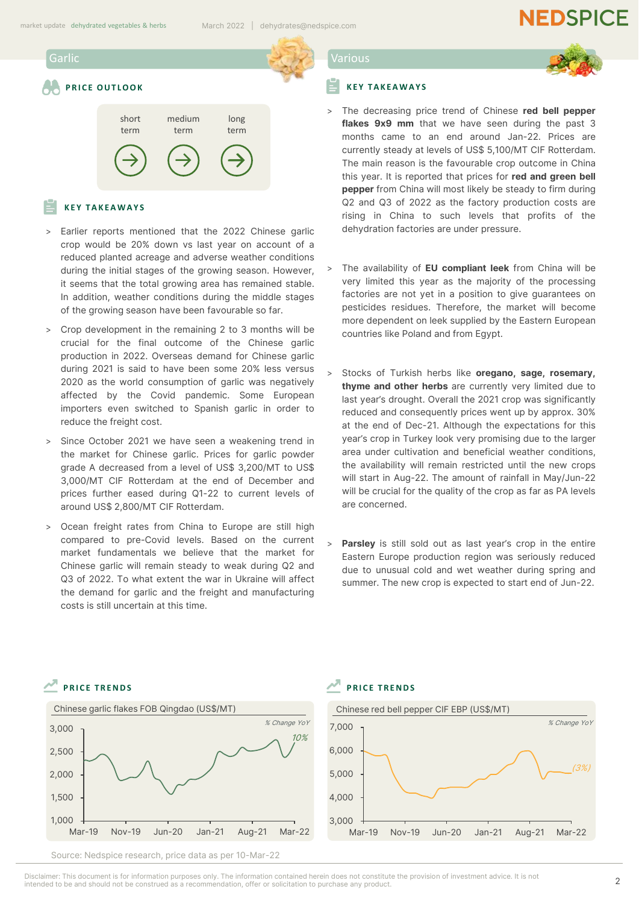## Garlic

### PRICE OUTLOOK

short term | medium term | long term

→ → →

### KEY TAKEAWAYS

- Earlier reports mentioned that the 2022 Chinese garlic crop would be 20% down vs last year on account of a reduced planted acreage and adverse weather conditions during the initial stages of the growing season. However, it seems that the total growing area has remained stable. In addition, weather conditions during the middle stages of the growing season have been favourable so far.
- Crop development in the remaining 2 to 3 months will be crucial for the final outcome of the Chinese garlic production in 2022. Overseas demand for Chinese garlic during 2021 is said to have been some 20% less versus 2020 as the world consumption of garlic was negatively affected by the Covid pandemic. Some European importers even switched to Spanish garlic in order to reduce the freight cost.
- Since October 2021 we have seen a weakening trend in the market for Chinese garlic. Prices for garlic powder grade A decreased from a level of US$ 3,200/MT to US$ 3,000/MT CIF Rotterdam at the end of December and prices further eased during Q1-22 to current levels of around US$ 2,800/MT CIF Rotterdam.
- Ocean freight rates from China to Europe are still high compared to pre-Covid levels. Based on the current market fundamentals we believe that the market for Chinese garlic will remain steady to weak during Q2 and Q3 of 2022. To what extent the war in Ukraine will affect the demand for garlic and the freight and manufacturing costs is still uncertain at this time.

### PRICE TRENDS

Chinese garlic flakes FOB Qingdao (US$/MT)

% Change YoY

10%

3,000
2,500
2,000
1,500
1,000

Mar-19 Nov-19 Jun-20 Jan-21 Aug-21 Mar-22

## Various

### KEY TAKEAWAYS

- The decreasing price trend of Chinese **red bell pepper flakes 9x9 mm** that we have seen during the past 3 months came to an end around Jan-22. Prices are currently steady at levels of US$ 5,100/MT CIF Rotterdam. The main reason is the favourable crop outcome in China this year. It is reported that prices for **red and green bell pepper** from China will most likely be steady to firm during Q2 and Q3 of 2022 as the factory production costs are rising in China to such levels that profits of the dehydration factories are under pressure.
- The availability of **EU compliant leek** from China will be very limited this year as the majority of the processing factories are not yet in a position to give guarantees on pesticides residues. Therefore, the market will become more dependent on leek supplied by the Eastern European countries like Poland and from Egypt.
- Stocks of Turkish herbs like **oregano, sage, rosemary, thyme and other herbs** are currently very limited due to last year's drought. Overall the 2021 crop was significantly reduced and consequently prices went up by approx. 30% at the end of Dec-21. Although the expectations for this year's crop in Turkey look very promising due to the larger area under cultivation and beneficial weather conditions, the availability will remain restricted until the new crops will start in Aug-22. The amount of rainfall in May/Jun-22 will be crucial for the quality of the crop as far as PA levels are concerned.
- **Parsley** is still sold out as last year's crop in the entire Eastern Europe production region was seriously reduced due to unusual cold and wet weather during spring and summer. The new crop is expected to start end of Jun-22.

### PRICE TRENDS

Chinese red bell pepper CIF EBP (US$/MT)

% Change YoY

(3%)

7,000
6,000
5,000
4,000
3,000

Mar-19 Nov-19 Jun-20 Jan-21 Aug-21 Mar-22

Source: Nedspice research, price data as per 10-Mar-22

Disclaimer: This document is for information purposes only. The information contained herein does not constitute the provision of investment advice. It is not intended to be and should not be construed as a recommendation, offer or solicitation to purchase any product.